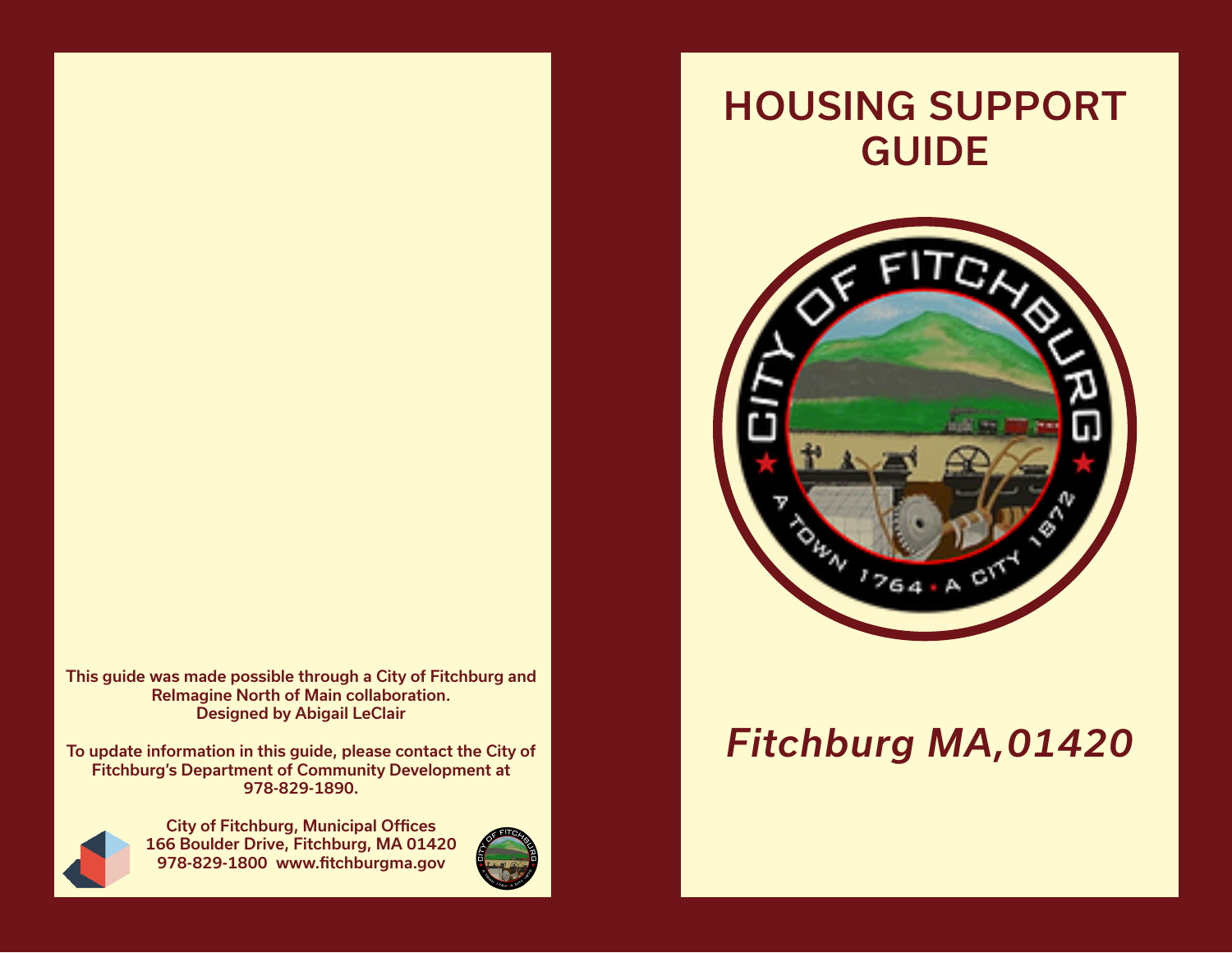This guide was made possible through a City of Fitchburg and ReImagine North of Main collaboration.
Designed by Abigail LeClair

To update information in this guide, please contact the City of Fitchburg's Department of Community Development at 978-829-1890.

City of Fitchburg, Municipal Offices
166 Boulder Drive, Fitchburg, MA 01420
978-829-1800 www.fitchburgma.gov

# HOUSING SUPPORT GUIDE

CITY OF FITCHBURG
A TOWN 1764 • A CITY 1872

***Fitchburg MA,01420***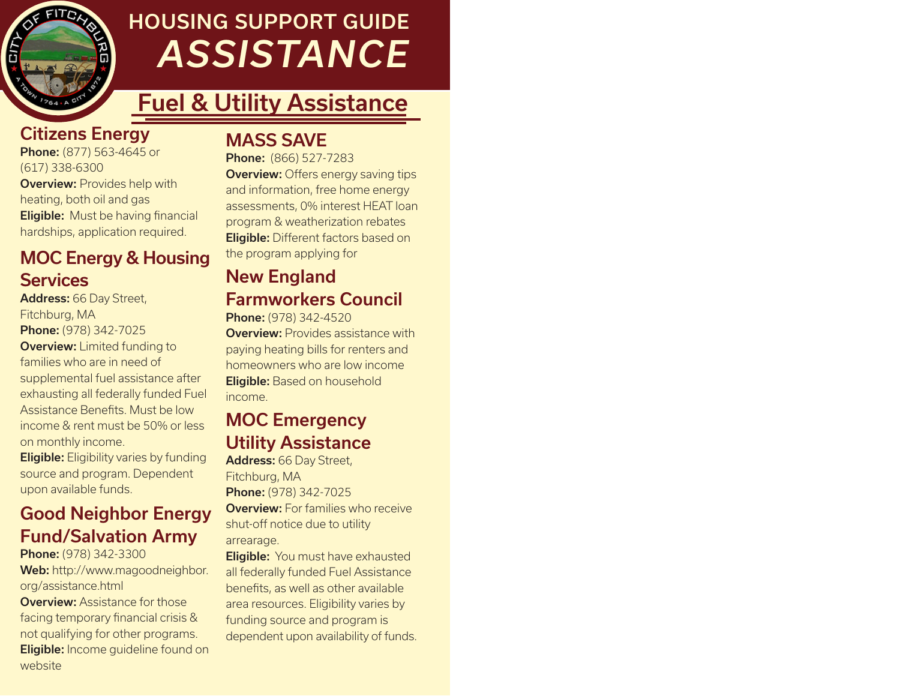# HOUSING SUPPORT GUIDE
# *ASSISTANCE*

## Fuel & Utility Assistance

### Citizens Energy

**Phone:** (877) 563-4645 or (617) 338-6300
**Overview:** Provides help with heating, both oil and gas
**Eligible:** Must be having financial hardships, application required.

### MOC Energy & Housing Services

**Address:** 66 Day Street, Fitchburg, MA
**Phone:** (978) 342-7025
**Overview:** Limited funding to families who are in need of supplemental fuel assistance after exhausting all federally funded Fuel Assistance Benefits. Must be low income & rent must be 50% or less on monthly income.
**Eligible:** Eligibility varies by funding source and program. Dependent upon available funds.

### Good Neighbor Energy Fund/Salvation Army

**Phone:** (978) 342-3300
**Web:** http://www.magoodneighbor.org/assistance.html
**Overview:** Assistance for those facing temporary financial crisis & not qualifying for other programs.
**Eligible:** Income guideline found on website

### MASS SAVE

**Phone:** (866) 527-7283
**Overview:** Offers energy saving tips and information, free home energy assessments, 0% interest HEAT loan program & weatherization rebates
**Eligible:** Different factors based on the program applying for

### New England Farmworkers Council

**Phone:** (978) 342-4520
**Overview:** Provides assistance with paying heating bills for renters and homeowners who are low income
**Eligible:** Based on household income.

### MOC Emergency Utility Assistance

**Address:** 66 Day Street, Fitchburg, MA
**Phone:** (978) 342-7025
**Overview:** For families who receive shut-off notice due to utility arrearage.
**Eligible:** You must have exhausted all federally funded Fuel Assistance benefits, as well as other available area resources. Eligibility varies by funding source and program is dependent upon availability of funds.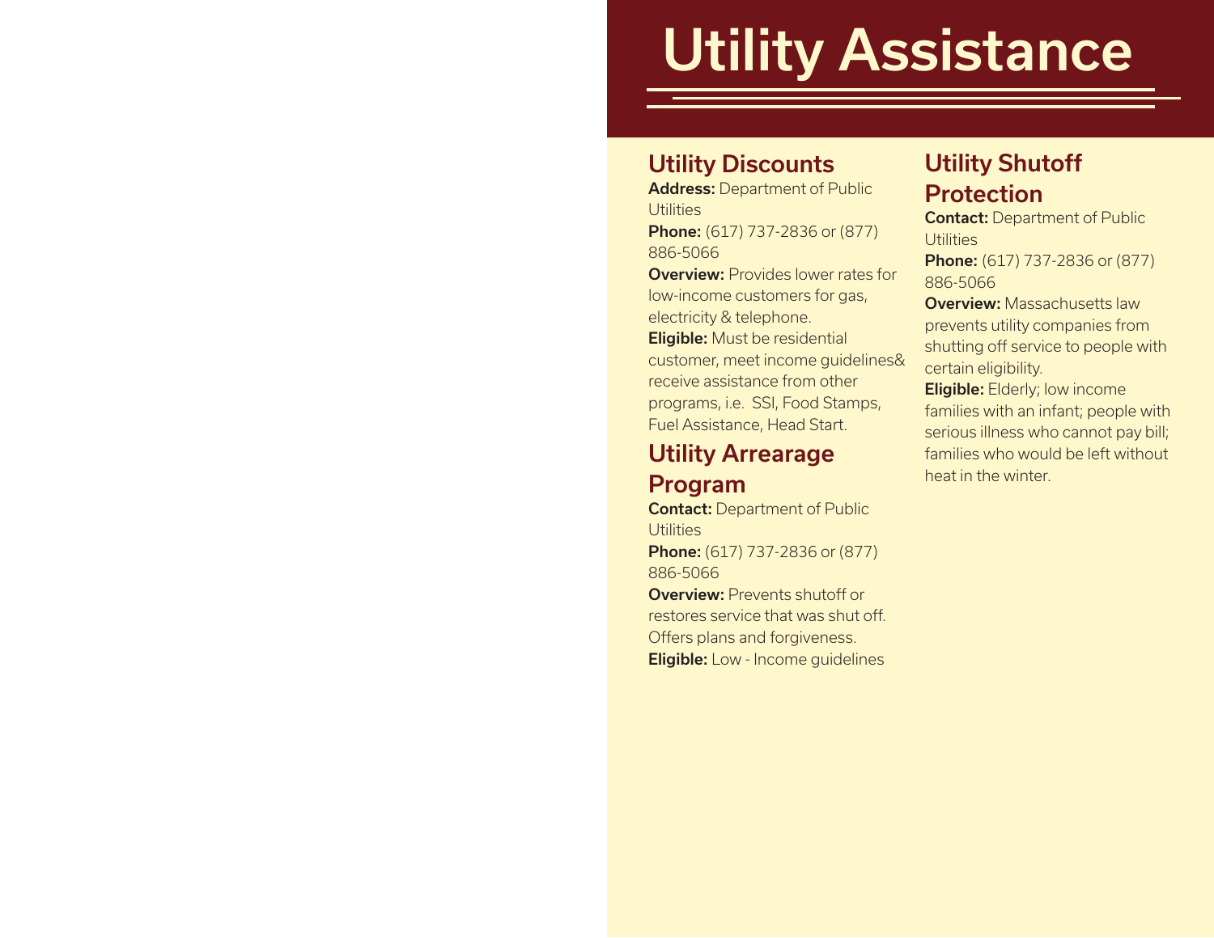# Utility Assistance

## Utility Discounts

**Address:** Department of Public Utilities
**Phone:** (617) 737-2836 or (877) 886-5066
**Overview:** Provides lower rates for low-income customers for gas, electricity & telephone.
**Eligible:** Must be residential customer, meet income guidelines& receive assistance from other programs, i.e. SSI, Food Stamps, Fuel Assistance, Head Start.

## Utility Arrearage Program

**Contact:** Department of Public Utilities
**Phone:** (617) 737-2836 or (877) 886-5066
**Overview:** Prevents shutoff or restores service that was shut off. Offers plans and forgiveness.
**Eligible:** Low - Income guidelines

## Utility Shutoff Protection

**Contact:** Department of Public Utilities
**Phone:** (617) 737-2836 or (877) 886-5066
**Overview:** Massachusetts law prevents utility companies from shutting off service to people with certain eligibility.
**Eligible:** Elderly; low income families with an infant; people with serious illness who cannot pay bill; families who would be left without heat in the winter.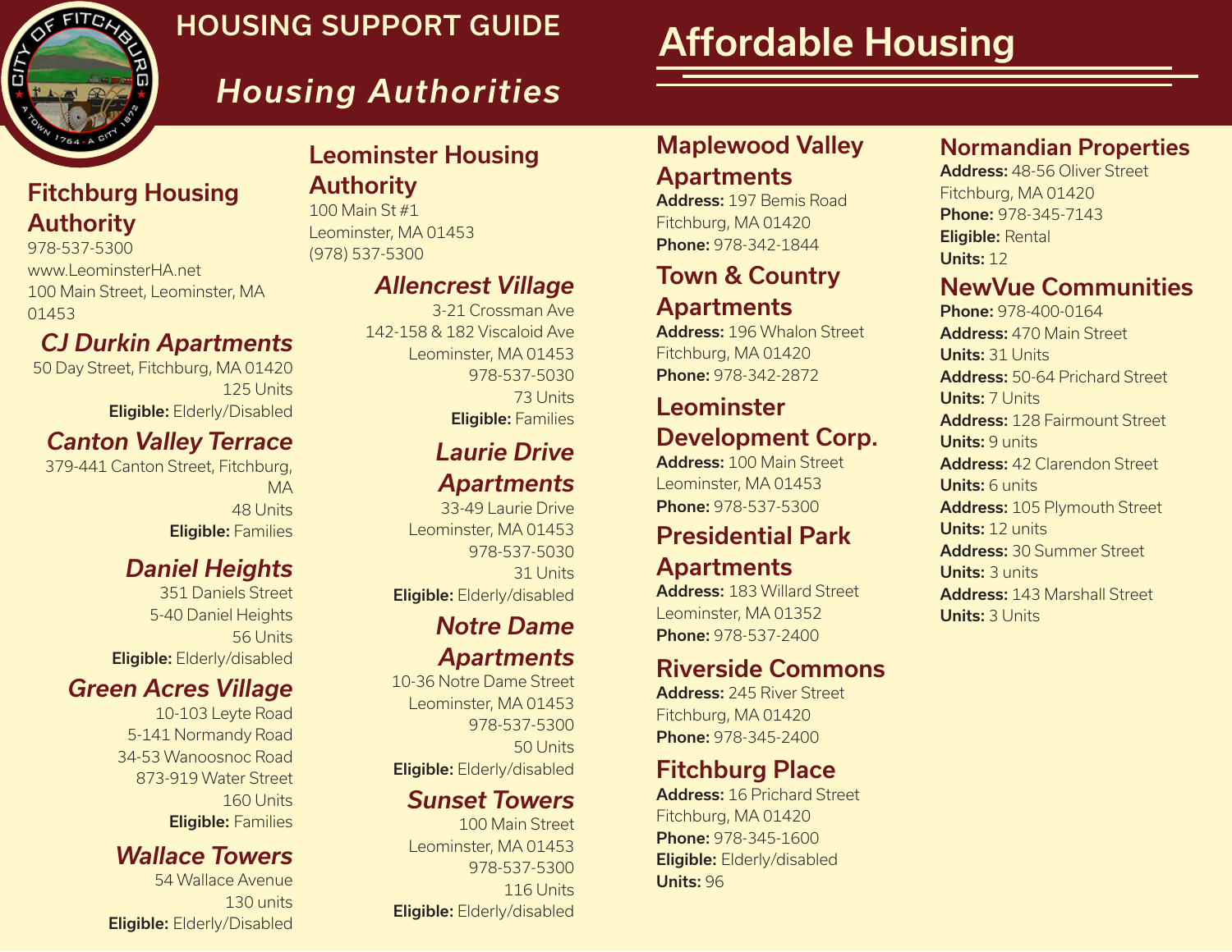# HOUSING SUPPORT GUIDE

## *Housing Authorities*

### Fitchburg Housing Authority

978-537-5300
www.LeominsterHA.net
100 Main Street, Leominster, MA 01453

#### *CJ Durkin Apartments*

50 Day Street, Fitchburg, MA 01420
125 Units
**Eligible:** Elderly/Disabled

#### *Canton Valley Terrace*

379-441 Canton Street, Fitchburg, MA
48 Units
**Eligible:** Families

#### *Daniel Heights*

351 Daniels Street
5-40 Daniel Heights
56 Units
**Eligible:** Elderly/disabled

#### *Green Acres Village*

10-103 Leyte Road
5-141 Normandy Road
34-53 Wanoosnoc Road
873-919 Water Street
160 Units
**Eligible:** Families

#### *Wallace Towers*

54 Wallace Avenue
130 units
**Eligible:** Elderly/Disabled

### Leominster Housing Authority

100 Main St #1
Leominster, MA 01453
(978) 537-5300

#### *Allencrest Village*

3-21 Crossman Ave
142-158 & 182 Viscaloid Ave
Leominster, MA 01453
978-537-5030
73 Units
**Eligible:** Families

#### *Laurie Drive Apartments*

33-49 Laurie Drive
Leominster, MA 01453
978-537-5030
31 Units
**Eligible:** Elderly/disabled

#### *Notre Dame Apartments*

10-36 Notre Dame Street
Leominster, MA 01453
978-537-5300
50 Units
**Eligible:** Elderly/disabled

#### *Sunset Towers*

100 Main Street
Leominster, MA 01453
978-537-5300
116 Units
**Eligible:** Elderly/disabled

## Affordable Housing

### Maplewood Valley Apartments

**Address:** 197 Bemis Road
Fitchburg, MA 01420
**Phone:** 978-342-1844

### Town & Country Apartments

**Address:** 196 Whalon Street
Fitchburg, MA 01420
**Phone:** 978-342-2872

### Leominster Development Corp.

**Address:** 100 Main Street
Leominster, MA 01453
**Phone:** 978-537-5300

### Presidential Park Apartments

**Address:** 183 Willard Street
Leominster, MA 01352
**Phone:** 978-537-2400

### Riverside Commons

**Address:** 245 River Street
Fitchburg, MA 01420
**Phone:** 978-345-2400

### Fitchburg Place

**Address:** 16 Prichard Street
Fitchburg, MA 01420
**Phone:** 978-345-1600
**Eligible:** Elderly/disabled
**Units:** 96

### Normandian Properties

**Address:** 48-56 Oliver Street
Fitchburg, MA 01420
**Phone:** 978-345-7143
**Eligible:** Rental
**Units:** 12

### NewVue Communities

**Phone:** 978-400-0164
**Address:** 470 Main Street
**Units:** 31 Units
**Address:** 50-64 Prichard Street
**Units:** 7 Units
**Address:** 128 Fairmount Street
**Units:** 9 units
**Address:** 42 Clarendon Street
**Units:** 6 units
**Address:** 105 Plymouth Street
**Units:** 12 units
**Address:** 30 Summer Street
**Units:** 3 units
**Address:** 143 Marshall Street
**Units:** 3 Units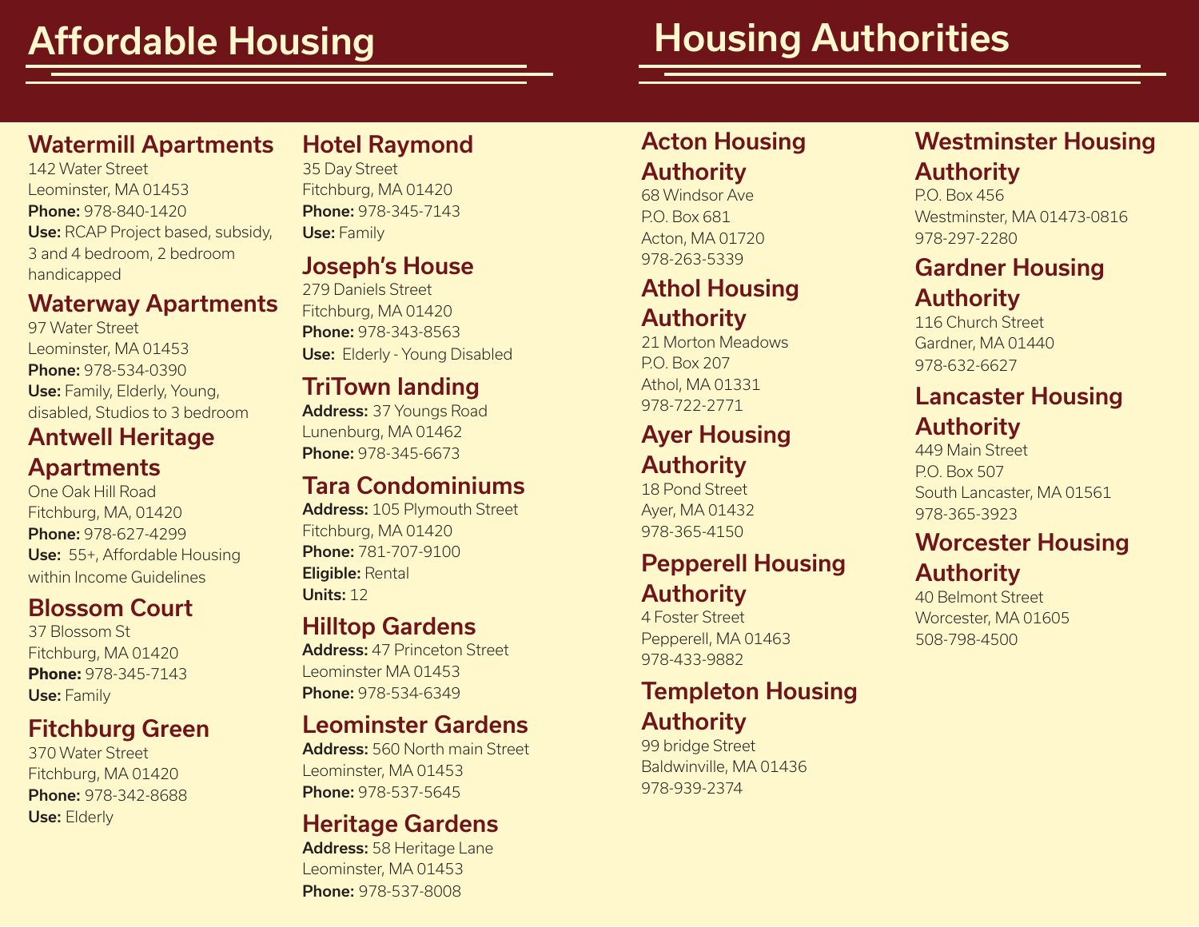# Affordable Housing

### Watermill Apartments
142 Water Street
Leominster, MA 01453
**Phone:** 978-840-1420
**Use:** RCAP Project based, subsidy, 3 and 4 bedroom, 2 bedroom handicapped

### Waterway Apartments
97 Water Street
Leominster, MA 01453
**Phone:** 978-534-0390
**Use:** Family, Elderly, Young, disabled, Studios to 3 bedroom

### Antwell Heritage Apartments
One Oak Hill Road
Fitchburg, MA, 01420
**Phone:** 978-627-4299
**Use:** 55+, Affordable Housing within Income Guidelines

### Blossom Court
37 Blossom St
Fitchburg, MA 01420
**Phone:** 978-345-7143
**Use:** Family

### Fitchburg Green
370 Water Street
Fitchburg, MA 01420
**Phone:** 978-342-8688
**Use:** Elderly

### Hotel Raymond
35 Day Street
Fitchburg, MA 01420
**Phone:** 978-345-7143
**Use:** Family

### Joseph's House
279 Daniels Street
Fitchburg, MA 01420
**Phone:** 978-343-8563
**Use:** Elderly - Young Disabled

### TriTown landing
**Address:** 37 Youngs Road
Lunenburg, MA 01462
**Phone:** 978-345-6673

### Tara Condominiums
**Address:** 105 Plymouth Street
Fitchburg, MA 01420
**Phone:** 781-707-9100
**Eligible:** Rental
**Units:** 12

### Hilltop Gardens
**Address:** 47 Princeton Street
Leominster MA 01453
**Phone:** 978-534-6349

### Leominster Gardens
**Address:** 560 North main Street
Leominster, MA 01453
**Phone:** 978-537-5645

### Heritage Gardens
**Address:** 58 Heritage Lane
Leominster, MA 01453
**Phone:** 978-537-8008

# Housing Authorities

### Acton Housing Authority
68 Windsor Ave
P.O. Box 681
Acton, MA 01720
978-263-5339

### Athol Housing Authority
21 Morton Meadows
P.O. Box 207
Athol, MA 01331
978-722-2771

### Ayer Housing Authority
18 Pond Street
Ayer, MA 01432
978-365-4150

### Pepperell Housing Authority
4 Foster Street
Pepperell, MA 01463
978-433-9882

### Templeton Housing Authority
99 bridge Street
Baldwinville, MA 01436
978-939-2374

### Westminster Housing Authority
P.O. Box 456
Westminster, MA 01473-0816
978-297-2280

### Gardner Housing Authority
116 Church Street
Gardner, MA 01440
978-632-6627

### Lancaster Housing Authority
449 Main Street
P.O. Box 507
South Lancaster, MA 01561
978-365-3923

### Worcester Housing Authority
40 Belmont Street
Worcester, MA 01605
508-798-4500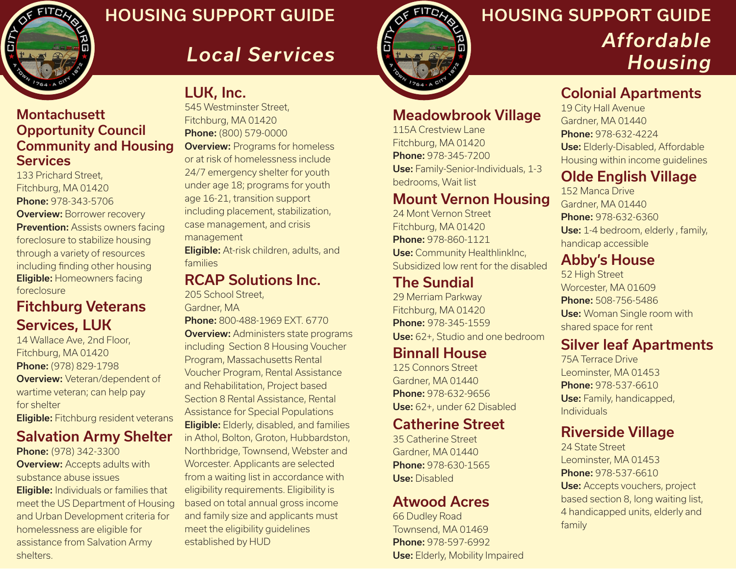# HOUSING SUPPORT GUIDE

## *Local Services*

### Montachusett Opportunity Council Community and Housing Services

133 Prichard Street,
Fitchburg, MA 01420
**Phone:** 978-343-5706
**Overview:** Borrower recovery
**Prevention:** Assists owners facing foreclosure to stabilize housing through a variety of resources including finding other housing
**Eligible:** Homeowners facing foreclosure

### Fitchburg Veterans Services, LUK

14 Wallace Ave, 2nd Floor,
Fitchburg, MA 01420
**Phone:** (978) 829-1798
**Overview:** Veteran/dependent of wartime veteran; can help pay for shelter
**Eligible:** Fitchburg resident veterans

### Salvation Army Shelter

**Phone:** (978) 342-3300
**Overview:** Accepts adults with substance abuse issues
**Eligible:** Individuals or families that meet the US Department of Housing and Urban Development criteria for homelessness are eligible for assistance from Salvation Army shelters.

### LUK, Inc.

545 Westminster Street,
Fitchburg, MA 01420
**Phone:** (800) 579-0000
**Overview:** Programs for homeless or at risk of homelessness include 24/7 emergency shelter for youth under age 18; programs for youth age 16-21, transition support including placement, stabilization, case management, and crisis management
**Eligible:** At-risk children, adults, and families

### RCAP Solutions Inc.

205 School Street,
Gardner, MA
**Phone:** 800-488-1969 EXT. 6770
**Overview:** Administers state programs including Section 8 Housing Voucher Program, Massachusetts Rental Voucher Program, Rental Assistance and Rehabilitation, Project based Section 8 Rental Assistance, Rental Assistance for Special Populations
**Eligible:** Elderly, disabled, and families in Athol, Bolton, Groton, Hubbardston, Northbridge, Townsend, Webster and Worcester. Applicants are selected from a waiting list in accordance with eligibility requirements. Eligibility is based on total annual gross income and family size and applicants must meet the eligibility guidelines established by HUD

# HOUSING SUPPORT GUIDE

## *Affordable Housing*

### Meadowbrook Village

115A Crestview Lane
Fitchburg, MA 01420
**Phone:** 978-345-7200
**Use:** Family-Senior-Individuals, 1-3 bedrooms, Wait list

### Mount Vernon Housing

24 Mont Vernon Street
Fitchburg, MA 01420
**Phone:** 978-860-1121
**Use:** Community HealthlinkInc, Subsidized low rent for the disabled

### The Sundial

29 Merriam Parkway
Fitchburg, MA 01420
**Phone:** 978-345-1559
**Use:** 62+, Studio and one bedroom

### Binnall House

125 Connors Street
Gardner, MA 01440
**Phone:** 978-632-9656
**Use:** 62+, under 62 Disabled

### Catherine Street

35 Catherine Street
Gardner, MA 01440
**Phone:** 978-630-1565
**Use:** Disabled

### Atwood Acres

66 Dudley Road
Townsend, MA 01469
**Phone:** 978-597-6992
**Use:** Elderly, Mobility Impaired

### Colonial Apartments

19 City Hall Avenue
Gardner, MA 01440
**Phone:** 978-632-4224
**Use:** Elderly-Disabled, Affordable Housing within income guidelines

### Olde English Village

152 Manca Drive
Gardner, MA 01440
**Phone:** 978-632-6360
**Use:** 1-4 bedroom, elderly , family, handicap accessible

### Abby's House

52 High Street
Worcester, MA 01609
**Phone:** 508-756-5486
**Use:** Woman Single room with shared space for rent

### Silver leaf Apartments

75A Terrace Drive
Leominster, MA 01453
**Phone:** 978-537-6610
**Use:** Family, handicapped, Individuals

### Riverside Village

24 State Street
Leominster, MA 01453
**Phone:** 978-537-6610
**Use:** Accepts vouchers, project based section 8, long waiting list, 4 handicapped units, elderly and family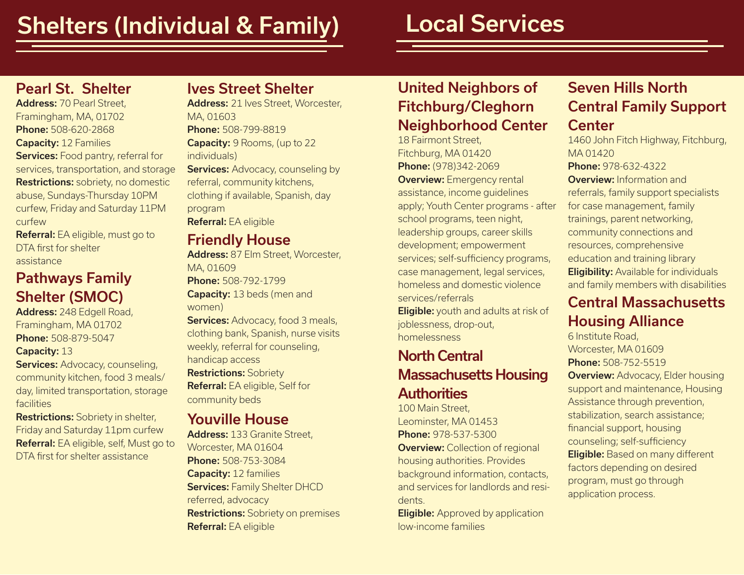# Shelters (Individual & Family)

## Pearl St. Shelter

**Address:** 70 Pearl Street, Framingham, MA, 01702
**Phone:** 508-620-2868
**Capacity:** 12 Families
**Services:** Food pantry, referral for services, transportation, and storage
**Restrictions:** sobriety, no domestic abuse, Sundays-Thursday 10PM curfew, Friday and Saturday 11PM curfew
**Referral:** EA eligible, must go to DTA first for shelter assistance

## Pathways Family Shelter (SMOC)

**Address:** 248 Edgell Road, Framingham, MA 01702
**Phone:** 508-879-5047
**Capacity:** 13
**Services:** Advocacy, counseling, community kitchen, food 3 meals/ day, limited transportation, storage facilities
**Restrictions:** Sobriety in shelter, Friday and Saturday 11pm curfew
**Referral:** EA eligible, self, Must go to DTA first for shelter assistance

## Ives Street Shelter

**Address:** 21 Ives Street, Worcester, MA, 01603
**Phone:** 508-799-8819
**Capacity:** 9 Rooms, (up to 22 individuals)
**Services:** Advocacy, counseling by referral, community kitchens, clothing if available, Spanish, day program
**Referral:** EA eligible

## Friendly House

**Address:** 87 Elm Street, Worcester, MA, 01609
**Phone:** 508-792-1799
**Capacity:** 13 beds (men and women)
**Services:** Advocacy, food 3 meals, clothing bank, Spanish, nurse visits weekly, referral for counseling, handicap access
**Restrictions:** Sobriety
**Referral:** EA eligible, Self for community beds

## Youville House

**Address:** 133 Granite Street, Worcester, MA 01604
**Phone:** 508-753-3084
**Capacity:** 12 families
**Services:** Family Shelter DHCD referred, advocacy
**Restrictions:** Sobriety on premises
**Referral:** EA eligible

# Local Services

## United Neighbors of Fitchburg/Cleghorn Neighborhood Center

18 Fairmont Street,
Fitchburg, MA 01420
**Phone:** (978)342-2069
**Overview:** Emergency rental assistance, income guidelines apply; Youth Center programs - after school programs, teen night, leadership groups, career skills development; empowerment services; self-sufficiency programs, case management, legal services, homeless and domestic violence services/referrals
**Eligible:** youth and adults at risk of joblessness, drop-out, homelessness

## North Central Massachusetts Housing Authorities

100 Main Street,
Leominster, MA 01453
**Phone:** 978-537-5300
**Overview:** Collection of regional housing authorities. Provides background information, contacts, and services for landlords and residents.
**Eligible:** Approved by application low-income families

## Seven Hills North Central Family Support Center

1460 John Fitch Highway, Fitchburg, MA 01420
**Phone:** 978-632-4322
**Overview:** Information and referrals, family support specialists for case management, family trainings, parent networking, community connections and resources, comprehensive education and training library
**Eligibility:** Available for individuals and family members with disabilities

## Central Massachusetts Housing Alliance

6 Institute Road,
Worcester, MA 01609
**Phone:** 508-752-5519
**Overview:** Advocacy, Elder housing support and maintenance, Housing Assistance through prevention, stabilization, search assistance; financial support, housing counseling; self-sufficiency
**Eligible:** Based on many different factors depending on desired program, must go through application process.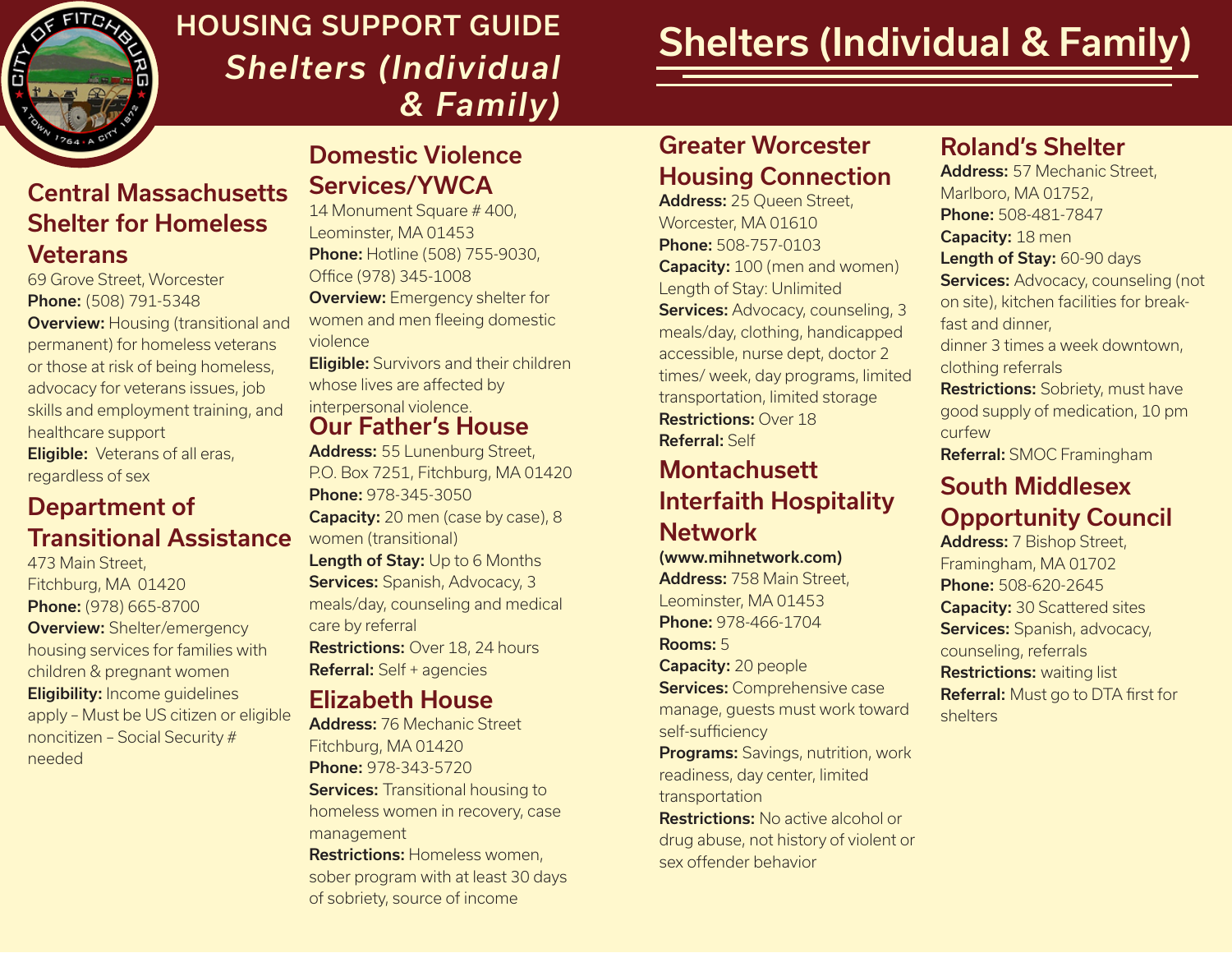# HOUSING SUPPORT GUIDE
## *Shelters (Individual & Family)*

## Shelters (Individual & Family)

### Central Massachusetts Shelter for Homeless Veterans

69 Grove Street, Worcester
**Phone:** (508) 791-5348
**Overview:** Housing (transitional and permanent) for homeless veterans or those at risk of being homeless, advocacy for veterans issues, job skills and employment training, and healthcare support
**Eligible:** Veterans of all eras, regardless of sex

### Department of Transitional Assistance

473 Main Street,
Fitchburg, MA 01420
**Phone:** (978) 665-8700
**Overview:** Shelter/emergency housing services for families with children & pregnant women
**Eligibility:** Income guidelines apply – Must be US citizen or eligible noncitizen – Social Security # needed

### Domestic Violence Services/YWCA

14 Monument Square # 400,
Leominster, MA 01453
**Phone:** Hotline (508) 755-9030, Office (978) 345-1008
**Overview:** Emergency shelter for women and men fleeing domestic violence
**Eligible:** Survivors and their children whose lives are affected by interpersonal violence.

### Our Father's House

**Address:** 55 Lunenburg Street, P.O. Box 7251, Fitchburg, MA 01420
**Phone:** 978-345-3050
**Capacity:** 20 men (case by case), 8 women (transitional)
**Length of Stay:** Up to 6 Months
**Services:** Spanish, Advocacy, 3 meals/day, counseling and medical care by referral
**Restrictions:** Over 18, 24 hours
**Referral:** Self + agencies

### Elizabeth House

**Address:** 76 Mechanic Street
Fitchburg, MA 01420
**Phone:** 978-343-5720
**Services:** Transitional housing to homeless women in recovery, case management
**Restrictions:** Homeless women, sober program with at least 30 days of sobriety, source of income

### Greater Worcester Housing Connection

**Address:** 25 Queen Street, Worcester, MA 01610
**Phone:** 508-757-0103
**Capacity:** 100 (men and women)
Length of Stay: Unlimited
**Services:** Advocacy, counseling, 3 meals/day, clothing, handicapped accessible, nurse dept, doctor 2 times/ week, day programs, limited transportation, limited storage
**Restrictions:** Over 18
**Referral:** Self

### Montachusett Interfaith Hospitality Network

**(www.mihnetwork.com)**
**Address:** 758 Main Street, Leominster, MA 01453
**Phone:** 978-466-1704
**Rooms:** 5
**Capacity:** 20 people
**Services:** Comprehensive case manage, guests must work toward self-sufficiency
**Programs:** Savings, nutrition, work readiness, day center, limited transportation
**Restrictions:** No active alcohol or drug abuse, not history of violent or sex offender behavior

### Roland's Shelter

**Address:** 57 Mechanic Street, Marlboro, MA 01752,
**Phone:** 508-481-7847
**Capacity:** 18 men
**Length of Stay:** 60-90 days
**Services:** Advocacy, counseling (not on site), kitchen facilities for breakfast and dinner,
dinner 3 times a week downtown, clothing referrals
**Restrictions:** Sobriety, must have good supply of medication, 10 pm curfew
**Referral:** SMOC Framingham

### South Middlesex Opportunity Council

**Address:** 7 Bishop Street, Framingham, MA 01702
**Phone:** 508-620-2645
**Capacity:** 30 Scattered sites
**Services:** Spanish, advocacy, counseling, referrals
**Restrictions:** waiting list
**Referral:** Must go to DTA first for shelters